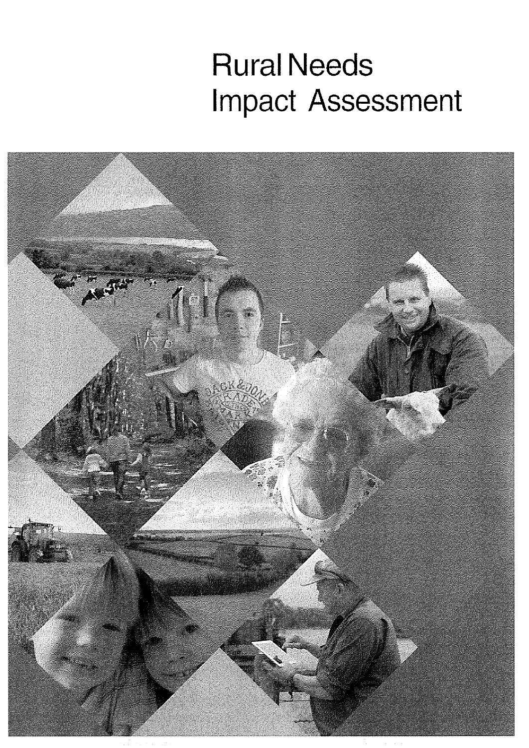# Rural Needs Impact Assessment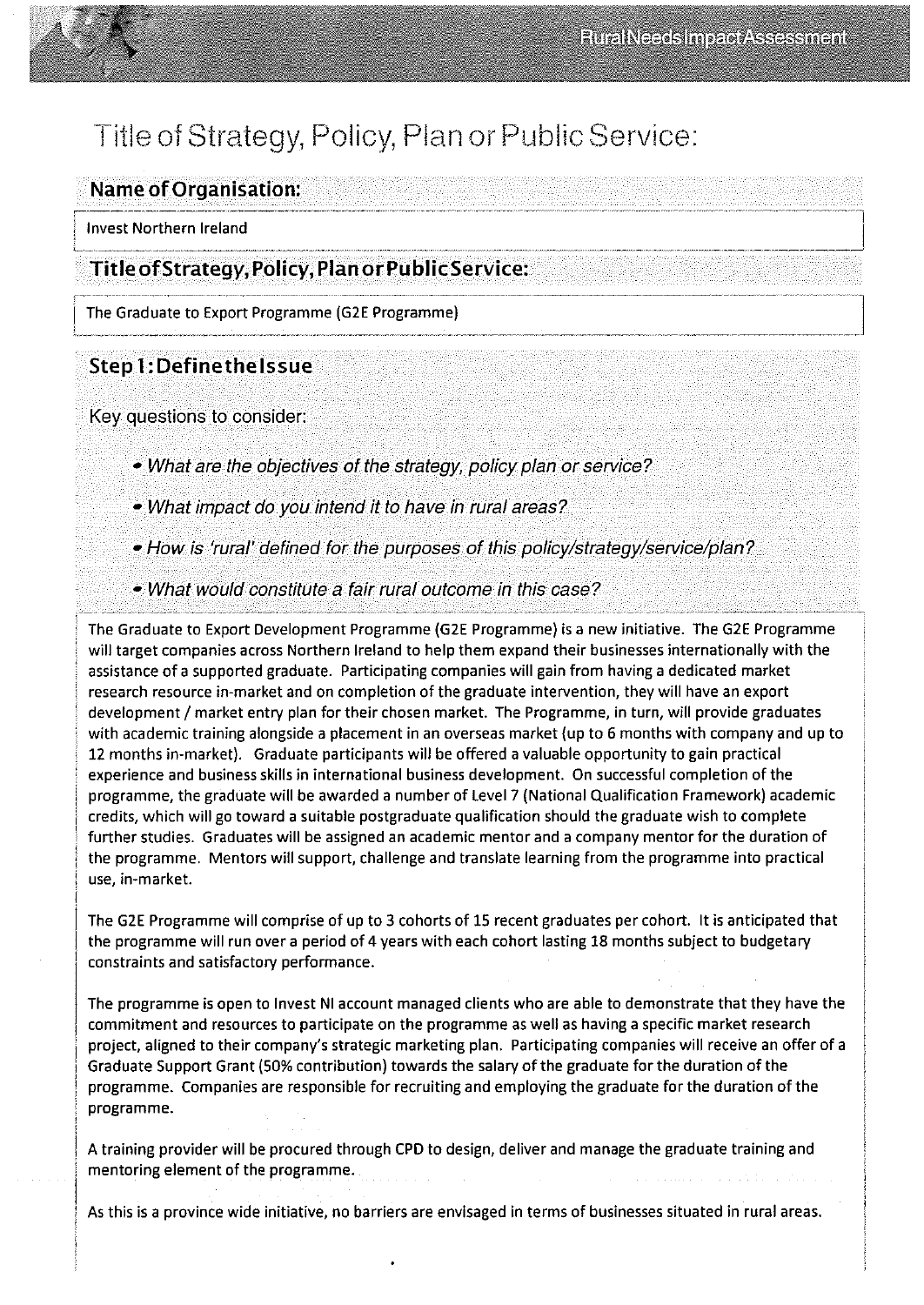# Title of Strategy, Policy, Plan or Public Service:

## Name of Organisation:

Invest Northern Ireland

## Title of Strategy, Policy, Plan or Public Service:

The Graduate to Export Programme (G2E Programme)

## Step 1: Define the Issue

Key questions to consider:

- *What are the objectives of the strategy, policy plan or service?*
- *What impact do you intend it to have in rural areas?*
- *How is 'rural' defined for the purposes of this policy/strategy/service/plan?*
- *What would constitute a fair rural outcome in this case?*

The Graduate to Export Development Programme (G2E Programme) is a new initiative. The G2E Programme will target companies across Northern Ireland to help them expand their businesses internationally with the assistance of a supported graduate. Participating companies will gain from having a dedicated market research resource in-market and on completion of the graduate intervention, they will have an export development / market entry plan for their chosen market. The Programme, in turn, will provide graduates with academic training alongside a placement in an overseas market (up to 6 months with company and up to 12 months in-market). Graduate participants will be offered a valuable opportunity to gain practical experience and business skills in international business development. On successful completion of the programme, the graduate will be awarded a number of Level 7 (National Qualification Framework) academic credits, which will go toward a suitable postgraduate qualification should the graduate wish to complete further studies. Graduates will be assigned an academic mentor and a company mentor for the duration of the programme. Mentors will support, challenge and translate learning from the programme into practical use, in-market.

The G2E Programme will comprise of up to 3 cohorts of 15 recent graduates per cohort. It is anticipated that the programme will run over a period of 4 years with each cohort lasting 18 months subject to budgetary constraints and satisfactory performance.

The programme is open to Invest NI account managed clients who are able to demonstrate that they have the commitment and resources to participate on the programme as well as having a specific market research project, aligned to their company's strategic marketing plan. Participating companies will receive an offer of a Graduate Support Grant (50% contribution) towards the salary of the graduate for the duration of the programme. Companies are responsible for recruiting and employing the graduate for the duration of the programme.

A training provider will be procured through CPD to design, deliver and manage the graduate training and mentoring element of the programme.

As this is a province wide initiative, no barriers are envisaged in terms of businesses situated in rural areas.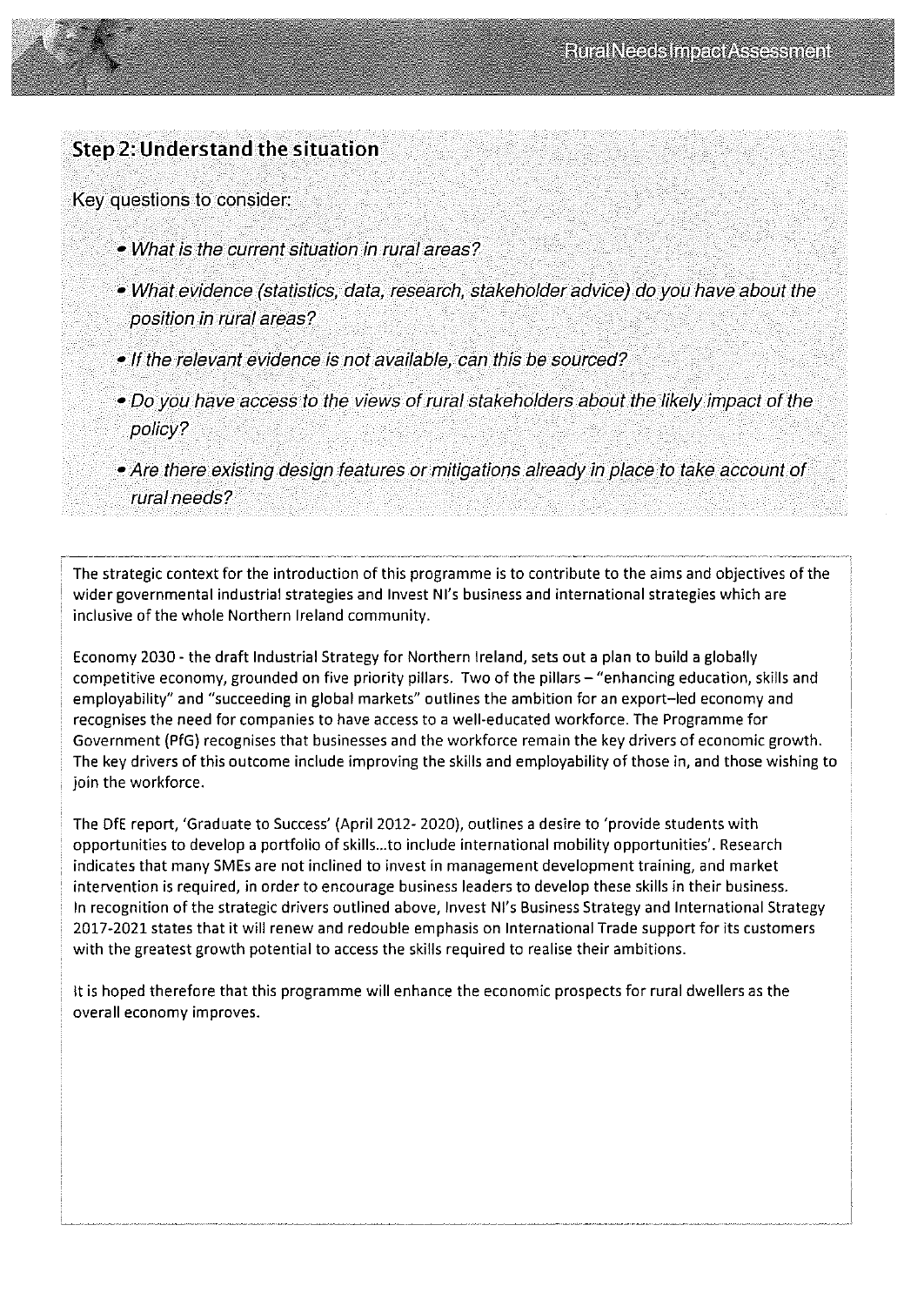## Step 2: Understand the situation

Key questions to consider:

- *What is the current situation in rural areas?*
- *What evidence (statistics, data, research, stakeholder advice) do you have about the position in rural areas?*
- *If the relevant evidence is not available, can this be sourced?*
- *Do you have access to the views of rural stakeholders about the likely impact of the policy?*
- *Are there existing design features or mitigations already in place to take account of rural needs?*

The strategic context for the introduction of this programme is to contribute to the aims and objectives of the wider governmental industrial strategies and Invest NI's business and international strategies which are inclusive of the whole Northern Ireland community.

Economy 2030 - the draft Industrial Strategy for Northern Ireland, sets out a plan to build a globally competitive economy, grounded on five priority pillars. Two of the pillars – "enhancing education, skills and employability" and "succeeding in global markets" outlines the ambition for an export–led economy and recognises the need for companies to have access to a well-educated workforce. The Programme for Government (PfG) recognises that businesses and the workforce remain the key drivers of economic growth. The key drivers of this outcome include improving the skills and employability of those in, and those wishing to join the workforce.

The DfE report, 'Graduate to Success' (April 2012- 2020), outlines a desire to 'provide students with opportunities to develop a portfolio of skills...to include international mobility opportunities'. Research indicates that many SMEs are not inclined to invest in management development training, and market intervention is required, in order to encourage business leaders to develop these skills in their business. In recognition of the strategic drivers outlined above, Invest NI's Business Strategy and International Strategy 2017-2021 states that it will renew and redouble emphasis on International Trade support for its customers with the greatest growth potential to access the skills required to realise their ambitions.

It is hoped therefore that this programme will enhance the economic prospects for rural dwellers as the overall economy improves.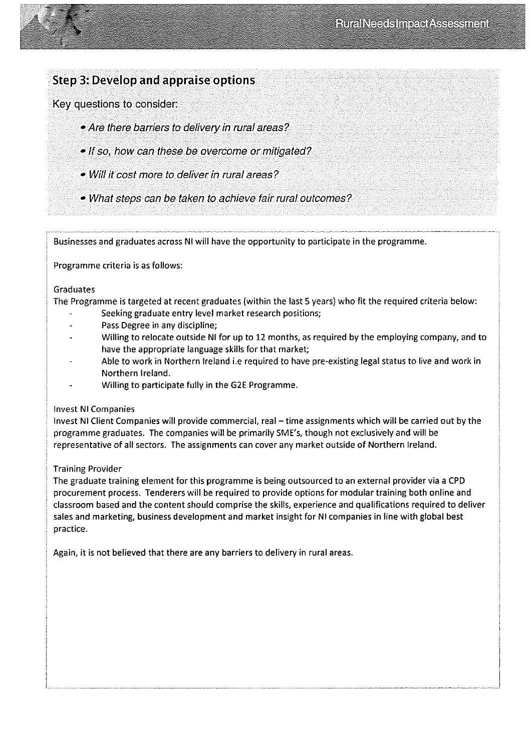## Step 3: Develop and appraise options

Key questions to consider:

- *Are there barriers to delivery in rural areas?*
- *If so, how can these be overcome or mitigated?*
- *Will it cost more to deliver in rural areas?*
- *What steps can be taken to achieve fair rural outcomes?*

Businesses and graduates across NI will have the opportunity to participate in the programme.

Programme criteria is as follows:

Graduates

The Programme is targeted at recent graduates (within the last 5 years) who fit the required criteria below:

- Seeking graduate entry level market research positions;
- Pass Degree in any discipline;
- Willing to relocate outside NI for up to 12 months, as required by the employing company, and to have the appropriate language skills for that market;
- Able to work in Northern Ireland i.e required to have pre-existing legal status to live and work in Northern Ireland.
- Willing to participate fully in the G2E Programme.

Invest NI Companies

Invest NI Client Companies will provide commercial, real – time assignments which will be carried out by the programme graduates. The companies will be primarily SME's, though not exclusively and will be representative of all sectors. The assignments can cover any market outside of Northern Ireland.

Training Provider

The graduate training element for this programme is being outsourced to an external provider via a CPD procurement process. Tenderers will be required to provide options for modular training both online and classroom based and the content should comprise the skills, experience and qualifications required to deliver sales and marketing, business development and market insight for NI companies in line with global best practice.

Again, it is not believed that there are any barriers to delivery in rural areas.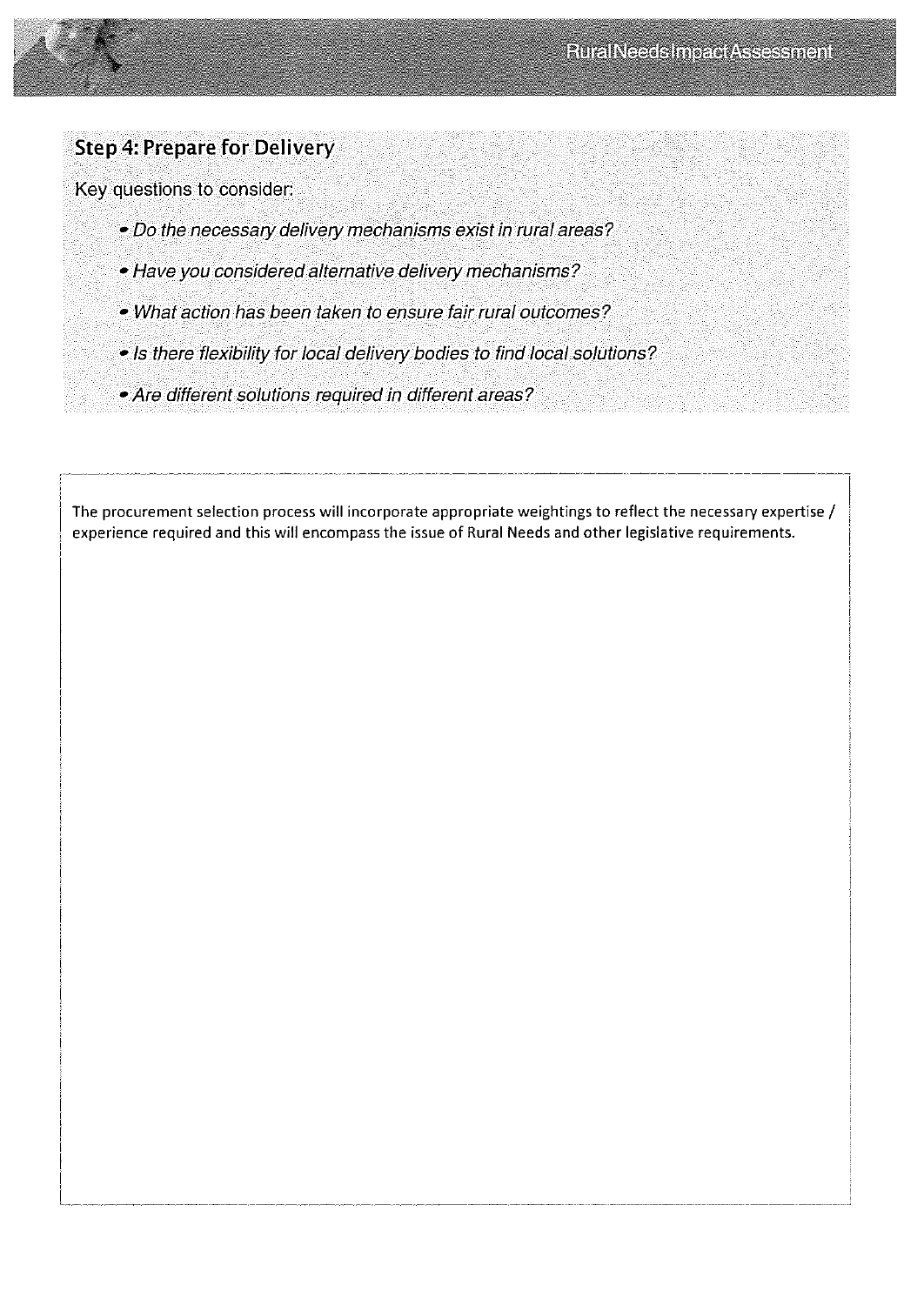## Step 4: Prepare for Delivery

Key questions to consider:

- *Do the necessary delivery mechanisms exist in rural areas?*
- *Have you considered alternative delivery mechanisms?*
- *What action has been taken to ensure fair rural outcomes?*
- *Is there flexibility for local delivery bodies to find local solutions?*
- *Are different solutions required in different areas?*

The procurement selection process will incorporate appropriate weightings to reflect the necessary expertise / experience required and this will encompass the issue of Rural Needs and other legislative requirements.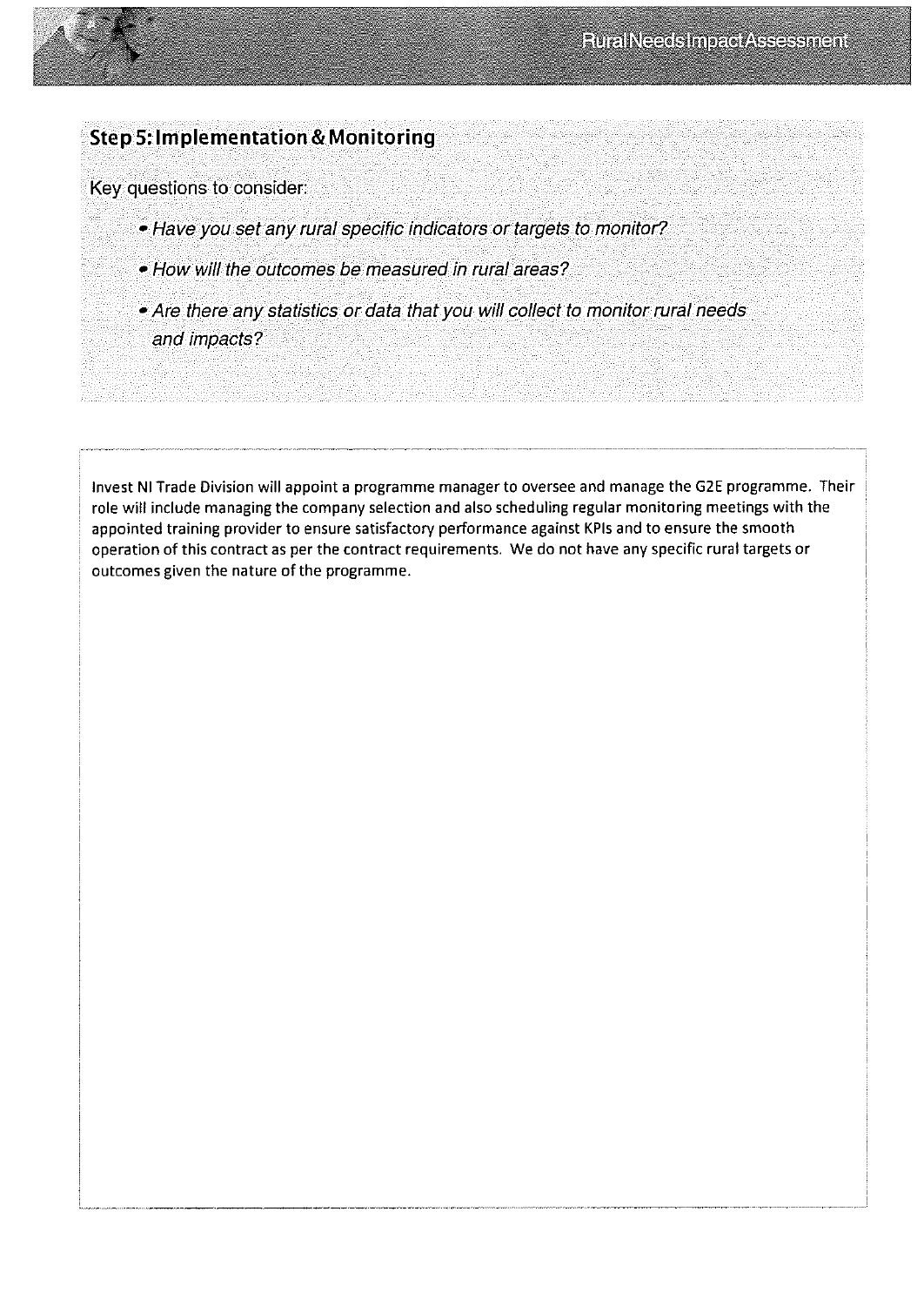## Step 5: Implementation & Monitoring

Key questions to consider:

- *Have you set any rural specific indicators or targets to monitor?*
- *How will the outcomes be measured in rural areas?*
- *Are there any statistics or data that you will collect to monitor rural needs and impacts?*

Invest NI Trade Division will appoint a programme manager to oversee and manage the G2E programme. Their role will include managing the company selection and also scheduling regular monitoring meetings with the appointed training provider to ensure satisfactory performance against KPIs and to ensure the smooth operation of this contract as per the contract requirements. We do not have any specific rural targets or outcomes given the nature of the programme.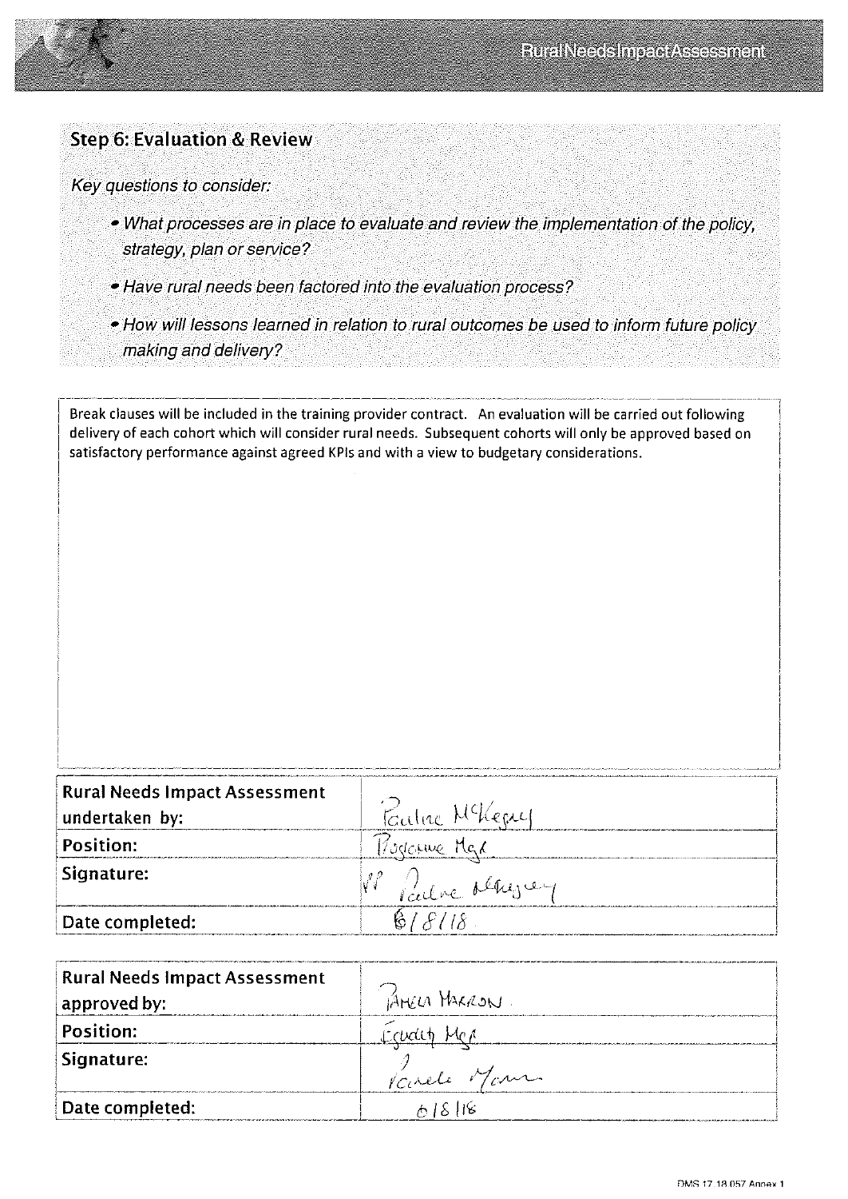## Step 6: Evaluation & Review

*Key questions to consider:*

- *What processes are in place to evaluate and review the implementation of the policy, strategy, plan or service?*
- *Have rural needs been factored into the evaluation process?*
- *How will lessons learned in relation to rural outcomes be used to inform future policy making and delivery?*

Break clauses will be included in the training provider contract. An evaluation will be carried out following delivery of each cohort which will consider rural needs. Subsequent cohorts will only be approved based on satisfactory performance against agreed KPIs and with a view to budgetary considerations.

| | |
|---|---|
| **Rural Needs Impact Assessment undertaken by:** | Pauline McKeown |
| **Position:** | Programme Mgr |
| **Signature:** | pp Pauline McKeown |
| **Date completed:** | 6/8/18 |

| | |
|---|---|
| **Rural Needs Impact Assessment approved by:** | PAMELA HARRON |
| **Position:** | Equality Mgr |
| **Signature:** | Pamela Harron |
| **Date completed:** | 6/8/18 |

DMS 17 18 057 Annex 1